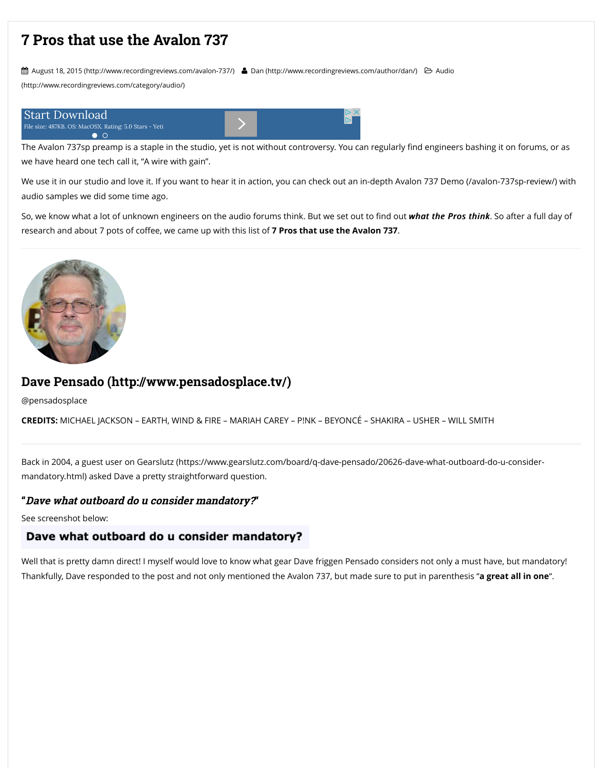# 7 Pros that use the Avalon 737

August 18, 2015 (http://www.recordingreviews.com/avalon-737/) Dan (http://www.recordingreviews.com/author/dan/) Audio (http://www.recordingreviews.com/category/audio/)

The Avalon 737sp preamp is a staple in the studio, yet is not without controversy. You can regularly find engineers bashing it on forums, or as we have heard one tech call it, "A wire with gain".

We use it in our studio and love it. If you want to hear it in action, you can check out an in-depth Avalon 737 Demo (/avalon-737sp-review/) with audio samples we did some time ago.

So, we know what a lot of unknown engineers on the audio forums think. But we set out to find out ***what the Pros think***. So after a full day of research and about 7 pots of coffee, we came up with this list of **7 Pros that use the Avalon 737**.

---

## Dave Pensado (http://www.pensadosplace.tv/)

@pensadosplace

**CREDITS:** MICHAEL JACKSON – EARTH, WIND & FIRE – MARIAH CAREY – P!NK – BEYONCÉ – SHAKIRA – USHER – WILL SMITH

---

Back in 2004, a guest user on Gearslutz (https://www.gearslutz.com/board/q-dave-pensado/20626-dave-what-outboard-do-u-consider-mandatory.html) asked Dave a pretty straightforward question.

### "*Dave what outboard do u consider mandatory?*"

See screenshot below:

**Dave what outboard do u consider mandatory?**

Well that is pretty damn direct! I myself would love to know what gear Dave friggen Pensado considers not only a must have, but mandatory! Thankfully, Dave responded to the post and not only mentioned the Avalon 737, but made sure to put in parenthesis "**a great all in one**".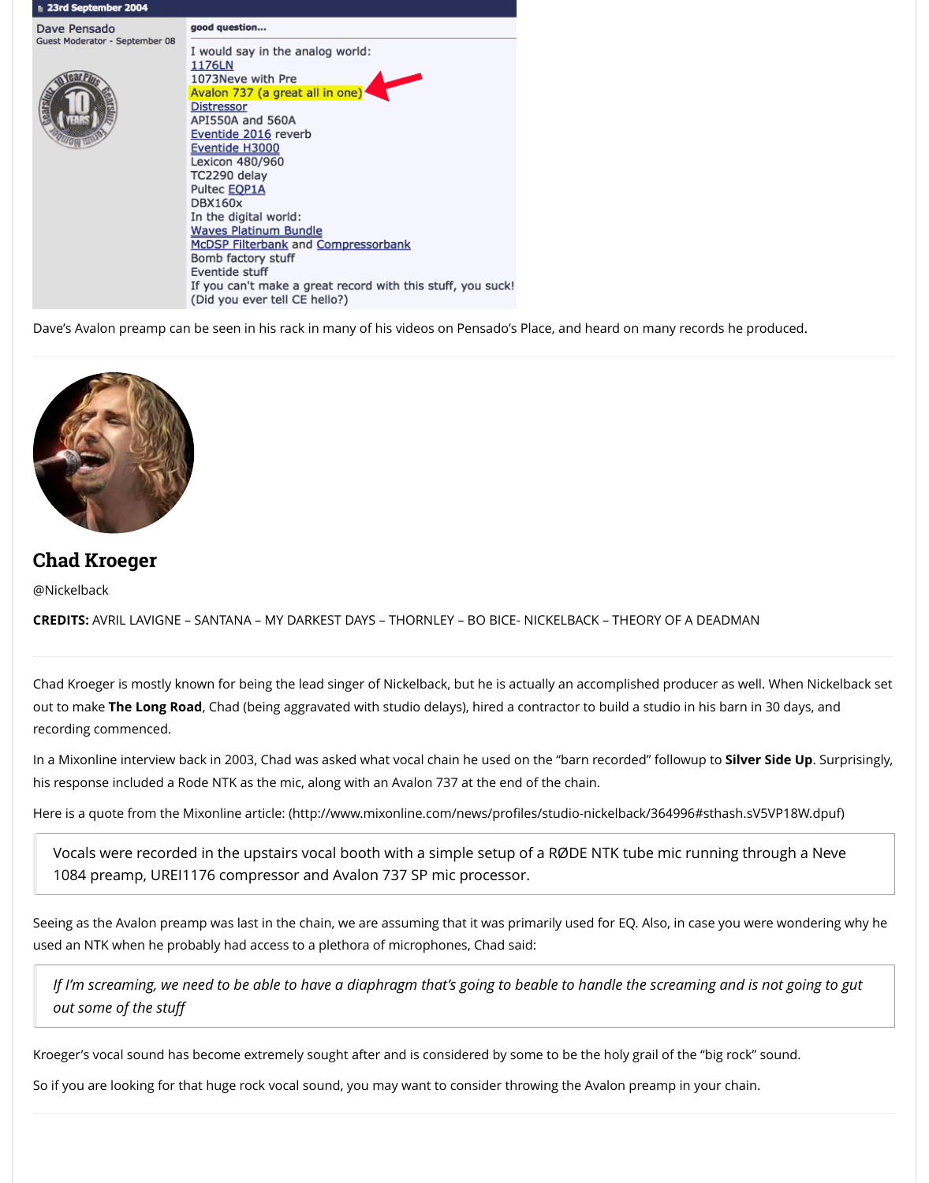23rd September 2004

Dave Pensado
Guest Moderator - September 08

good question...

I would say in the analog world:
1176LN
1073Neve with Pre
Avalon 737 (a great all in one)
Distressor
API550A and 560A
Eventide 2016 reverb
Eventide H3000
Lexicon 480/960
TC2290 delay
Pultec EQP1A
DBX160x
In the digital world:
Waves Platinum Bundle
McDSP Filterbank and Compressorbank
Bomb factory stuff
Eventide stuff
If you can't make a great record with this stuff, you suck!
(Did you ever tell CE hello?)

Dave's Avalon preamp can be seen in his rack in many of his videos on Pensado's Place, and heard on many records he produced.

## Chad Kroeger

@Nickelback

**CREDITS:** AVRIL LAVIGNE – SANTANA – MY DARKEST DAYS – THORNLEY – BO BICE- NICKELBACK – THEORY OF A DEADMAN

Chad Kroeger is mostly known for being the lead singer of Nickelback, but he is actually an accomplished producer as well. When Nickelback set out to make **The Long Road**, Chad (being aggravated with studio delays), hired a contractor to build a studio in his barn in 30 days, and recording commenced.

In a Mixonline interview back in 2003, Chad was asked what vocal chain he used on the "barn recorded" followup to **Silver Side Up**. Surprisingly, his response included a Rode NTK as the mic, along with an Avalon 737 at the end of the chain.

Here is a quote from the Mixonline article: (http://www.mixonline.com/news/profiles/studio-nickelback/364996#sthash.sV5VP18W.dpuf)

> Vocals were recorded in the upstairs vocal booth with a simple setup of a RØDE NTK tube mic running through a Neve 1084 preamp, UREI1176 compressor and Avalon 737 SP mic processor.

Seeing as the Avalon preamp was last in the chain, we are assuming that it was primarily used for EQ. Also, in case you were wondering why he used an NTK when he probably had access to a plethora of microphones, Chad said:

> *If I'm screaming, we need to be able to have a diaphragm that's going to beable to handle the screaming and is not going to gut out some of the stuff*

Kroeger's vocal sound has become extremely sought after and is considered by some to be the holy grail of the "big rock" sound.

So if you are looking for that huge rock vocal sound, you may want to consider throwing the Avalon preamp in your chain.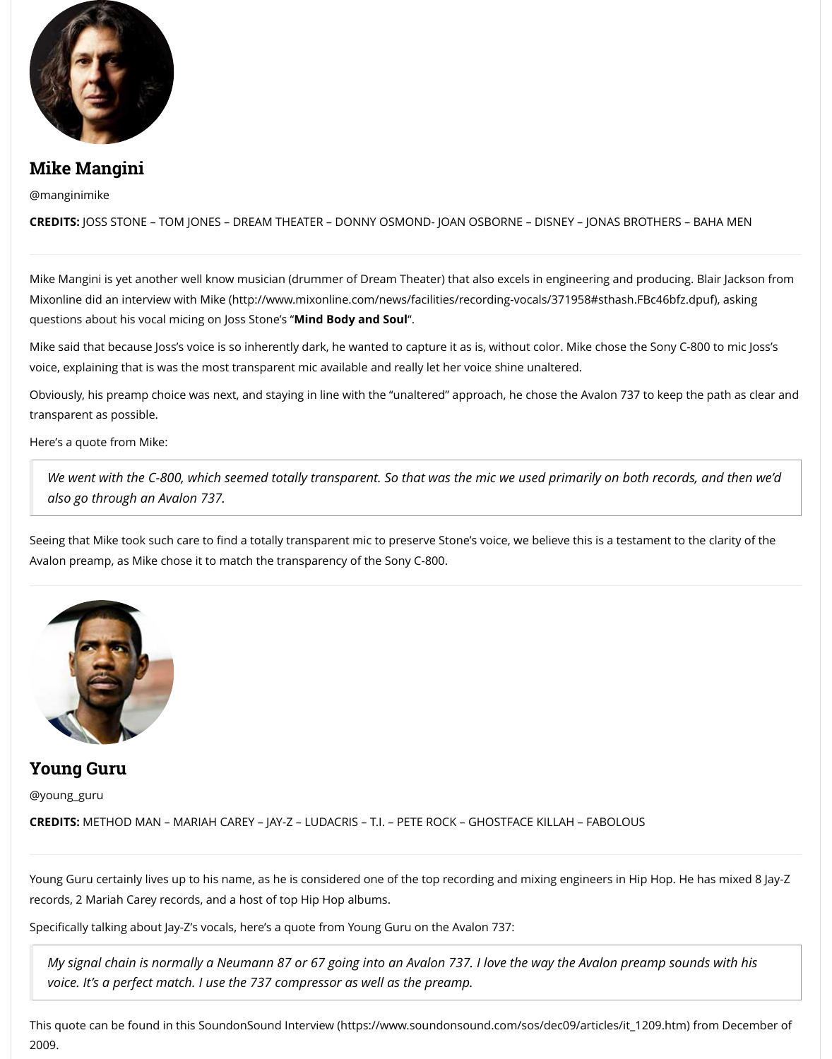## Mike Mangini

@manginimike

**CREDITS:** JOSS STONE – TOM JONES – DREAM THEATER – DONNY OSMOND- JOAN OSBORNE – DISNEY – JONAS BROTHERS – BAHA MEN

---

Mike Mangini is yet another well know musician (drummer of Dream Theater) that also excels in engineering and producing. Blair Jackson from Mixonline did an interview with Mike (http://www.mixonline.com/news/facilities/recording-vocals/371958#sthash.FBc46bfz.dpuf), asking questions about his vocal micing on Joss Stone's "**Mind Body and Soul**".

Mike said that because Joss's voice is so inherently dark, he wanted to capture it as is, without color. Mike chose the Sony C-800 to mic Joss's voice, explaining that is was the most transparent mic available and really let her voice shine unaltered.

Obviously, his preamp choice was next, and staying in line with the "unaltered" approach, he chose the Avalon 737 to keep the path as clear and transparent as possible.

Here's a quote from Mike:

> *We went with the C-800, which seemed totally transparent. So that was the mic we used primarily on both records, and then we'd also go through an Avalon 737.*

Seeing that Mike took such care to find a totally transparent mic to preserve Stone's voice, we believe this is a testament to the clarity of the Avalon preamp, as Mike chose it to match the transparency of the Sony C-800.

---

## Young Guru

@young_guru

**CREDITS:** METHOD MAN – MARIAH CAREY – JAY-Z – LUDACRIS – T.I. – PETE ROCK – GHOSTFACE KILLAH – FABOLOUS

---

Young Guru certainly lives up to his name, as he is considered one of the top recording and mixing engineers in Hip Hop. He has mixed 8 Jay-Z records, 2 Mariah Carey records, and a host of top Hip Hop albums.

Specifically talking about Jay-Z's vocals, here's a quote from Young Guru on the Avalon 737:

> *My signal chain is normally a Neumann 87 or 67 going into an Avalon 737. I love the way the Avalon preamp sounds with his voice. It's a perfect match. I use the 737 compressor as well as the preamp.*

This quote can be found in this SoundonSound Interview (https://www.soundonsound.com/sos/dec09/articles/it_1209.htm) from December of 2009.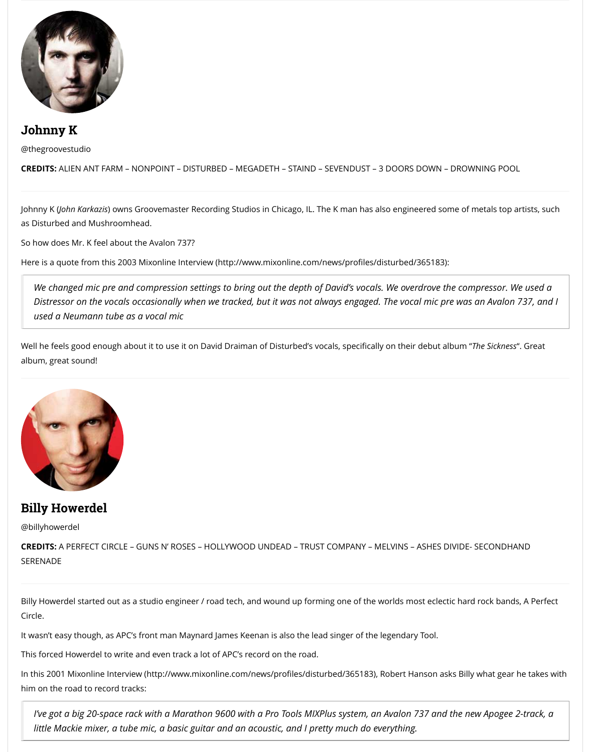## Johnny K

@thegroovestudio

**CREDITS:** ALIEN ANT FARM – NONPOINT – DISTURBED – MEGADETH – STAIND – SEVENDUST – 3 DOORS DOWN – DROWNING POOL

Johnny K (*John Karkazis*) owns Groovemaster Recording Studios in Chicago, IL. The K man has also engineered some of metals top artists, such as Disturbed and Mushroomhead.

So how does Mr. K feel about the Avalon 737?

Here is a quote from this 2003 Mixonline Interview (http://www.mixonline.com/news/profiles/disturbed/365183):

> *We changed mic pre and compression settings to bring out the depth of David's vocals. We overdrove the compressor. We used a Distressor on the vocals occasionally when we tracked, but it was not always engaged. The vocal mic pre was an Avalon 737, and I used a Neumann tube as a vocal mic*

Well he feels good enough about it to use it on David Draiman of Disturbed's vocals, specifically on their debut album "*The Sickness*". Great album, great sound!

## Billy Howerdel

@billyhowerdel

**CREDITS:** A PERFECT CIRCLE – GUNS N' ROSES – HOLLYWOOD UNDEAD – TRUST COMPANY – MELVINS – ASHES DIVIDE- SECONDHAND SERENADE

Billy Howerdel started out as a studio engineer / road tech, and wound up forming one of the worlds most eclectic hard rock bands, A Perfect Circle.

It wasn't easy though, as APC's front man Maynard James Keenan is also the lead singer of the legendary Tool.

This forced Howerdel to write and even track a lot of APC's record on the road.

In this 2001 Mixonline Interview (http://www.mixonline.com/news/profiles/disturbed/365183), Robert Hanson asks Billy what gear he takes with him on the road to record tracks:

> *I've got a big 20-space rack with a Marathon 9600 with a Pro Tools MIXPlus system, an Avalon 737 and the new Apogee 2-track, a little Mackie mixer, a tube mic, a basic guitar and an acoustic, and I pretty much do everything.*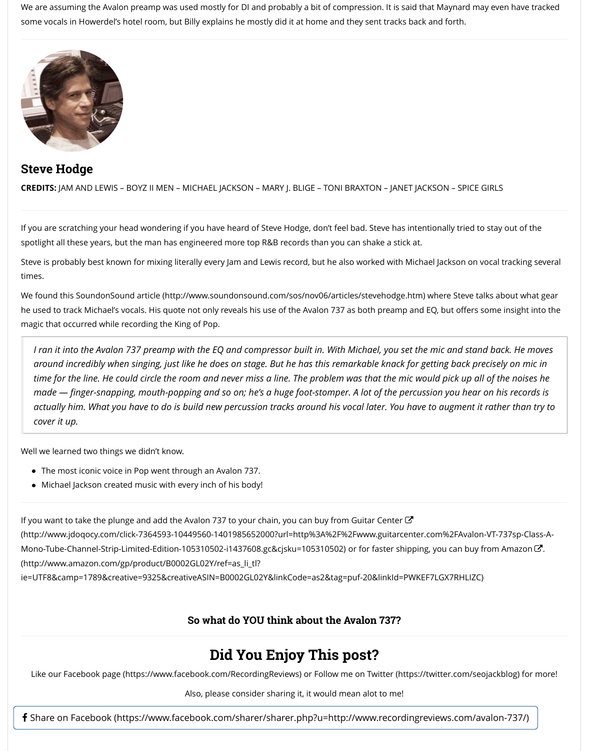We are assuming the Avalon preamp was used mostly for DI and probably a bit of compression. It is said that Maynard may even have tracked some vocals in Howerdel's hotel room, but Billy explains he mostly did it at home and they sent tracks back and forth.

## Steve Hodge

**CREDITS:** JAM AND LEWIS – BOYZ II MEN – MICHAEL JACKSON – MARY J. BLIGE – TONI BRAXTON – JANET JACKSON – SPICE GIRLS

If you are scratching your head wondering if you have heard of Steve Hodge, don't feel bad. Steve has intentionally tried to stay out of the spotlight all these years, but the man has engineered more top R&B records than you can shake a stick at.

Steve is probably best known for mixing literally every Jam and Lewis record, but he also worked with Michael Jackson on vocal tracking several times.

We found this SoundonSound article (http://www.soundonsound.com/sos/nov06/articles/stevehodge.htm) where Steve talks about what gear he used to track Michael's vocals. His quote not only reveals his use of the Avalon 737 as both preamp and EQ, but offers some insight into the magic that occurred while recording the King of Pop.

> *I ran it into the Avalon 737 preamp with the EQ and compressor built in. With Michael, you set the mic and stand back. He moves around incredibly when singing, just like he does on stage. But he has this remarkable knack for getting back precisely on mic in time for the line. He could circle the room and never miss a line. The problem was that the mic would pick up all of the noises he made — finger-snapping, mouth-popping and so on; he's a huge foot-stomper. A lot of the percussion you hear on his records is actually him. What you have to do is build new percussion tracks around his vocal later. You have to augment it rather than try to cover it up.*

Well we learned two things we didn't know.

- The most iconic voice in Pop went through an Avalon 737.
- Michael Jackson created music with every inch of his body!

If you want to take the plunge and add the Avalon 737 to your chain, you can buy from Guitar Center (http://www.jdoqocy.com/click-7364593-10449560-1401985652000?url=http%3A%2F%2Fwww.guitarcenter.com%2FAvalon-VT-737sp-Class-A-Mono-Tube-Channel-Strip-Limited-Edition-105310502-i1437608.gc&cjsku=105310502) or for faster shipping, you can buy from Amazon. (http://www.amazon.com/gp/product/B0002GL02Y/ref=as_li_tl?ie=UTF8&camp=1789&creative=9325&creativeASIN=B0002GL02Y&linkCode=as2&tag=puf-20&linkId=PWKEF7LGX7RHLIZC)

**So what do YOU think about the Avalon 737?**

## Did You Enjoy This post?

Like our Facebook page (https://www.facebook.com/RecordingReviews) or Follow me on Twitter (https://twitter.com/seojackblog) for more!

Also, please consider sharing it, it would mean alot to me!

Share on Facebook (https://www.facebook.com/sharer/sharer.php?u=http://www.recordingreviews.com/avalon-737/)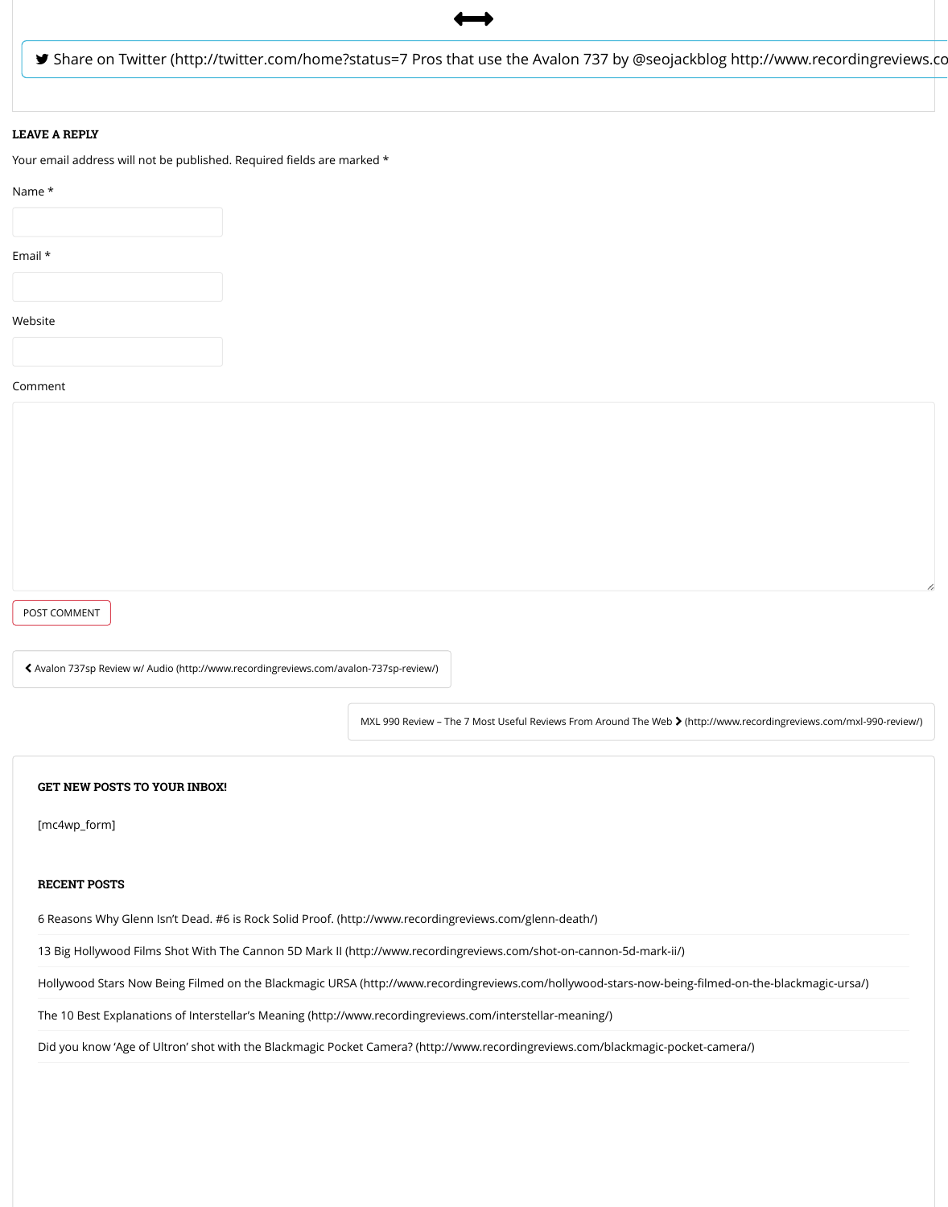⟷

Share on Twitter (http://twitter.com/home?status=7 Pros that use the Avalon 737 by @seojackblog http://www.recordingreviews.co

### LEAVE A REPLY

Your email address will not be published. Required fields are marked *

Name *

Email *

Website

Comment

POST COMMENT

‹ Avalon 737sp Review w/ Audio (http://www.recordingreviews.com/avalon-737sp-review/)

MXL 990 Review – The 7 Most Useful Reviews From Around The Web › (http://www.recordingreviews.com/mxl-990-review/)

### GET NEW POSTS TO YOUR INBOX!

[mc4wp_form]

### RECENT POSTS

6 Reasons Why Glenn Isn't Dead. #6 is Rock Solid Proof. (http://www.recordingreviews.com/glenn-death/)

13 Big Hollywood Films Shot With The Cannon 5D Mark II (http://www.recordingreviews.com/shot-on-cannon-5d-mark-ii/)

Hollywood Stars Now Being Filmed on the Blackmagic URSA (http://www.recordingreviews.com/hollywood-stars-now-being-filmed-on-the-blackmagic-ursa/)

The 10 Best Explanations of Interstellar's Meaning (http://www.recordingreviews.com/interstellar-meaning/)

Did you know 'Age of Ultron' shot with the Blackmagic Pocket Camera? (http://www.recordingreviews.com/blackmagic-pocket-camera/)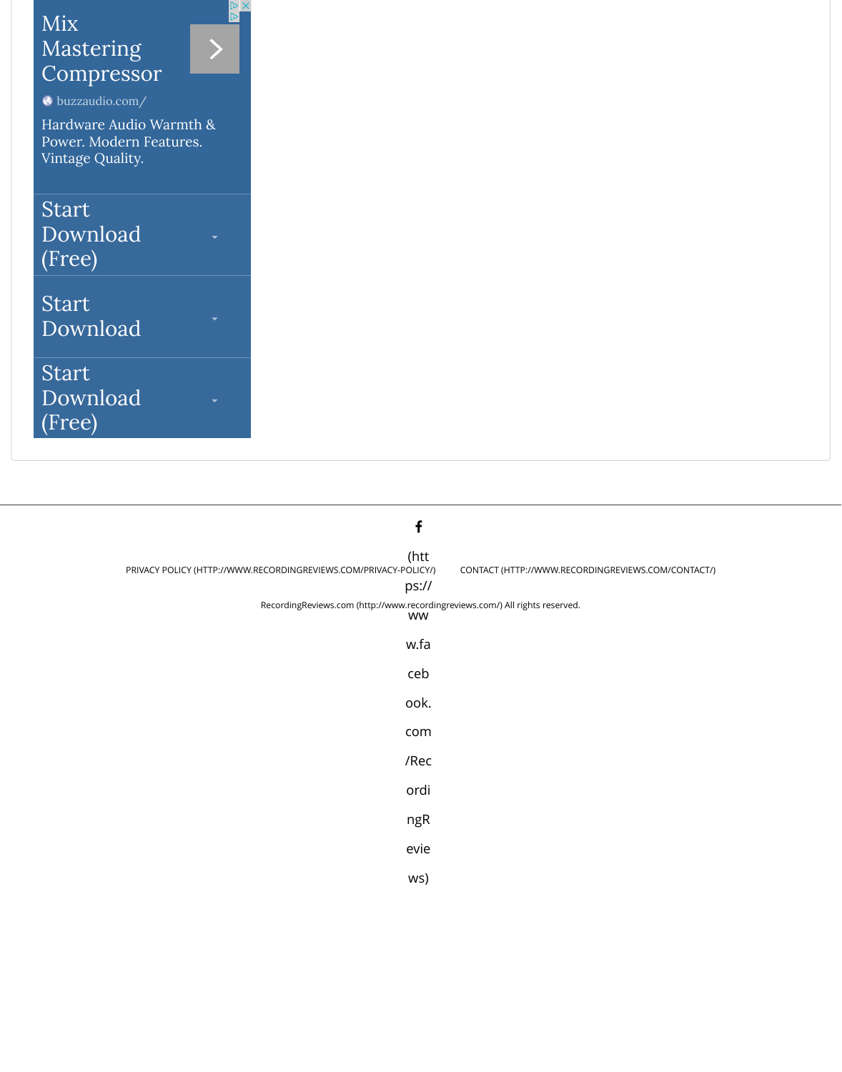Mix Mastering Compressor

buzzaudio.com/

Hardware Audio Warmth & Power. Modern Features. Vintage Quality.

Start Download (Free)

Start Download

Start Download (Free)

(https://www.facebook.com/RecordingReviews)

PRIVACY POLICY (HTTP://WWW.RECORDINGREVIEWS.COM/PRIVACY-POLICY/) CONTACT (HTTP://WWW.RECORDINGREVIEWS.COM/CONTACT/)

RecordingReviews.com (http://www.recordingreviews.com/) All rights reserved.